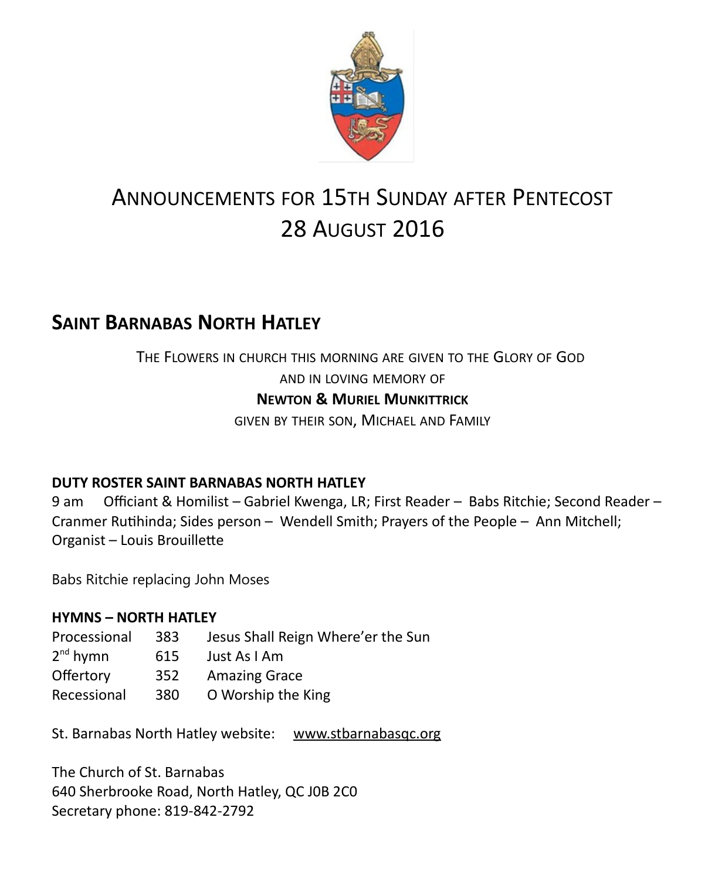# ANNOUNCEMENTS FOR 15TH SUNDAY AFTER PENTECOST
# 28 AUGUST 2016

## SAINT BARNABAS NORTH HATLEY

THE FLOWERS IN CHURCH THIS MORNING ARE GIVEN TO THE GLORY OF GOD
AND IN LOVING MEMORY OF
**NEWTON & MURIEL MUNKITTRICK**
GIVEN BY THEIR SON, MICHAEL AND FAMILY

**DUTY ROSTER SAINT BARNABAS NORTH HATLEY**

9 am Officiant & Homilist – Gabriel Kwenga, LR; First Reader – Babs Ritchie; Second Reader – Cranmer Rutihinda; Sides person – Wendell Smith; Prayers of the People – Ann Mitchell; Organist – Louis Brouillette

Babs Ritchie replacing John Moses

**HYMNS – NORTH HATLEY**

| | | |
|---|---|---|
| Processional | 383 | Jesus Shall Reign Where'er the Sun |
| 2nd hymn | 615 | Just As I Am |
| Offertory | 352 | Amazing Grace |
| Recessional | 380 | O Worship the King |

St. Barnabas North Hatley website: www.stbarnabasqc.org

The Church of St. Barnabas
640 Sherbrooke Road, North Hatley, QC J0B 2C0
Secretary phone: 819-842-2792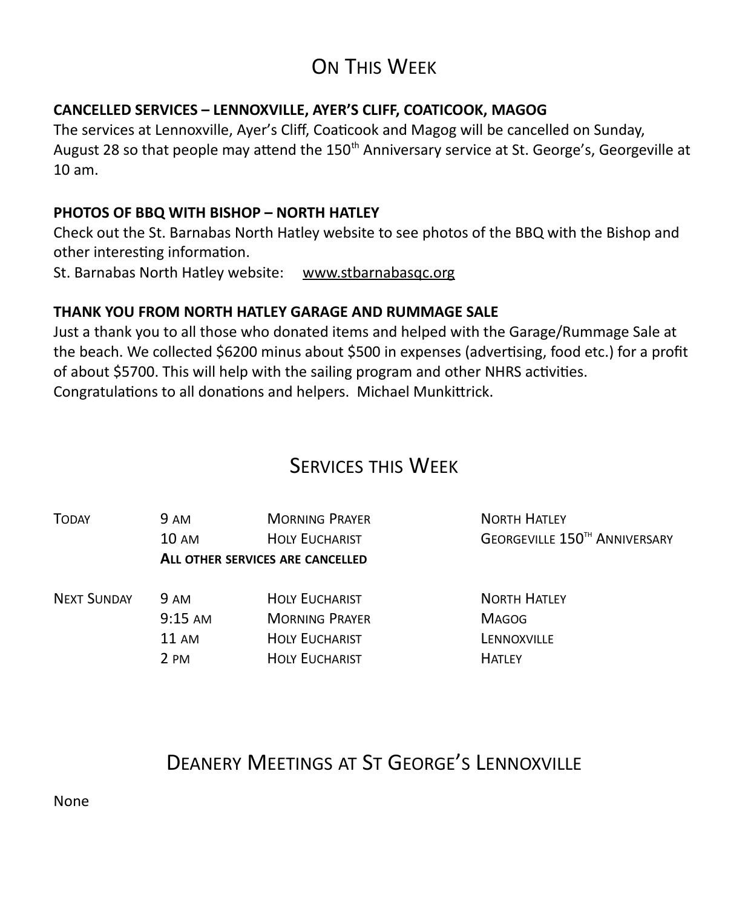# On This Week

**CANCELLED SERVICES – LENNOXVILLE, AYER'S CLIFF, COATICOOK, MAGOG**

The services at Lennoxville, Ayer's Cliff, Coaticook and Magog will be cancelled on Sunday, August 28 so that people may attend the 150th Anniversary service at St. George's, Georgeville at 10 am.

**PHOTOS OF BBQ WITH BISHOP – NORTH HATLEY**

Check out the St. Barnabas North Hatley website to see photos of the BBQ with the Bishop and other interesting information.

St. Barnabas North Hatley website: www.stbarnabasqc.org

**THANK YOU FROM NORTH HATLEY GARAGE AND RUMMAGE SALE**

Just a thank you to all those who donated items and helped with the Garage/Rummage Sale at the beach. We collected $6200 minus about $500 in expenses (advertising, food etc.) for a profit of about $5700. This will help with the sailing program and other NHRS activities. Congratulations to all donations and helpers. Michael Munkittrick.

# Services this Week

| | | | |
|---|---|---|---|
| Today | 9 am | Morning Prayer | North Hatley |
| | 10 am | Holy Eucharist | Georgeville 150th Anniversary |
| | **All other services are cancelled** | | |
| Next Sunday | 9 am | Holy Eucharist | North Hatley |
| | 9:15 am | Morning Prayer | Magog |
| | 11 am | Holy Eucharist | Lennoxville |
| | 2 pm | Holy Eucharist | Hatley |

# Deanery Meetings at St George's Lennoxville

None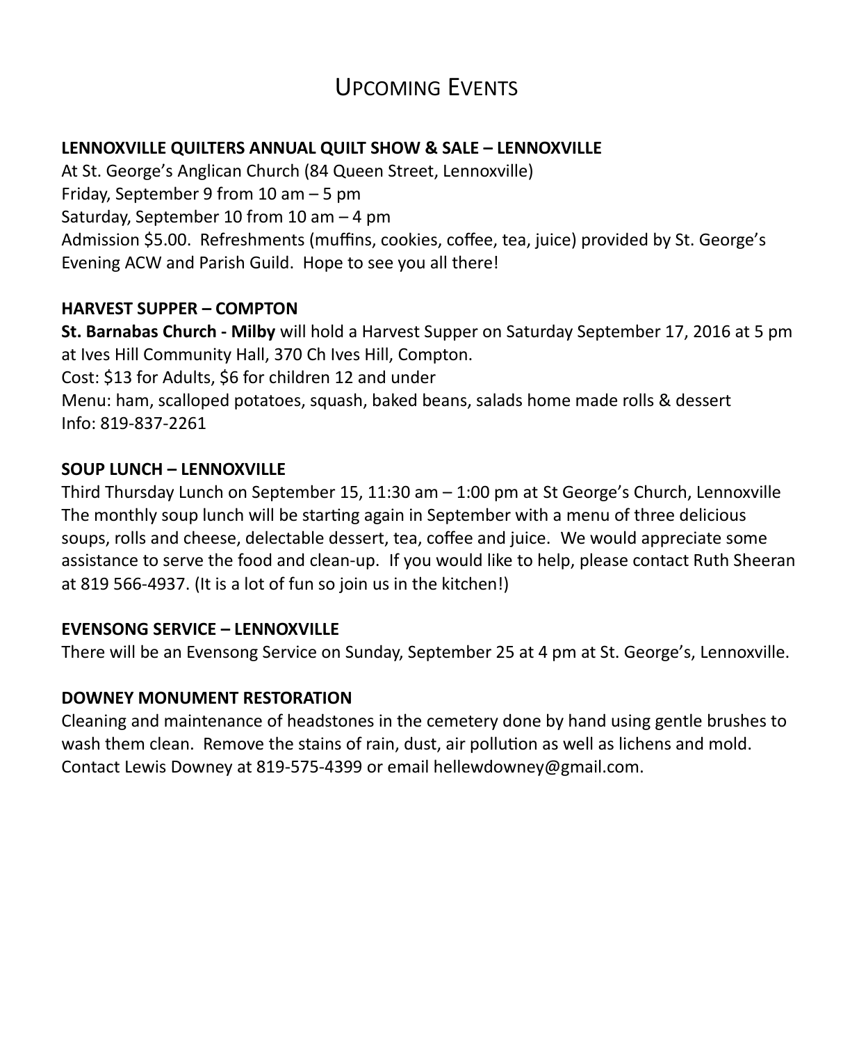# Upcoming Events

**LENNOXVILLE QUILTERS ANNUAL QUILT SHOW & SALE – LENNOXVILLE**

At St. George's Anglican Church (84 Queen Street, Lennoxville)
Friday, September 9 from 10 am – 5 pm
Saturday, September 10 from 10 am – 4 pm
Admission $5.00. Refreshments (muffins, cookies, coffee, tea, juice) provided by St. George's Evening ACW and Parish Guild. Hope to see you all there!

**HARVEST SUPPER – COMPTON**

**St. Barnabas Church - Milby** will hold a Harvest Supper on Saturday September 17, 2016 at 5 pm at Ives Hill Community Hall, 370 Ch Ives Hill, Compton.
Cost: $13 for Adults, $6 for children 12 and under
Menu: ham, scalloped potatoes, squash, baked beans, salads home made rolls & dessert
Info: 819-837-2261

**SOUP LUNCH – LENNOXVILLE**

Third Thursday Lunch on September 15, 11:30 am – 1:00 pm at St George's Church, Lennoxville
The monthly soup lunch will be starting again in September with a menu of three delicious soups, rolls and cheese, delectable dessert, tea, coffee and juice. We would appreciate some assistance to serve the food and clean-up. If you would like to help, please contact Ruth Sheeran at 819 566-4937. (It is a lot of fun so join us in the kitchen!)

**EVENSONG SERVICE – LENNOXVILLE**

There will be an Evensong Service on Sunday, September 25 at 4 pm at St. George's, Lennoxville.

**DOWNEY MONUMENT RESTORATION**

Cleaning and maintenance of headstones in the cemetery done by hand using gentle brushes to wash them clean. Remove the stains of rain, dust, air pollution as well as lichens and mold. Contact Lewis Downey at 819-575-4399 or email hellewdowney@gmail.com.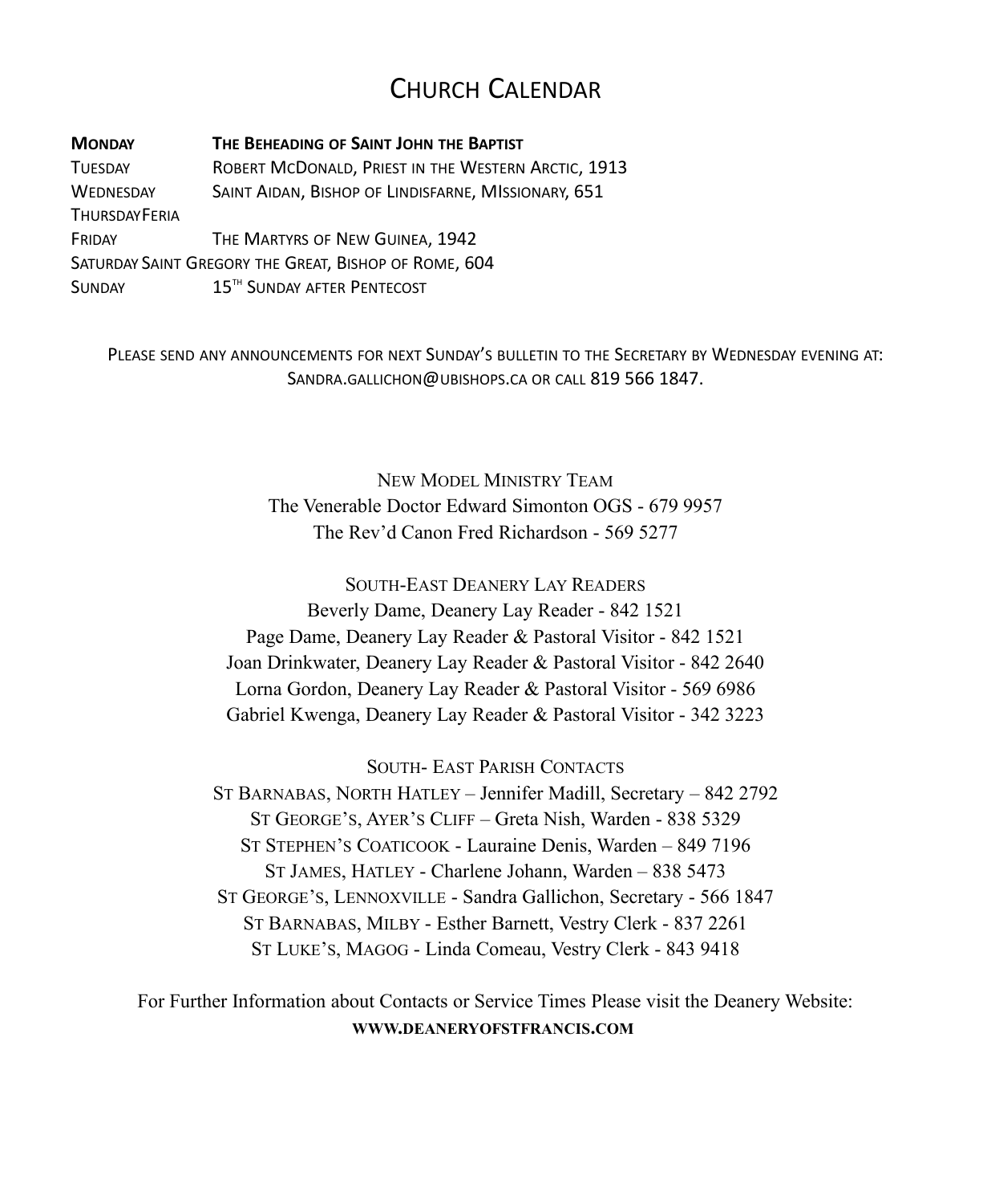# Church Calendar

| | |
|---|---|
| **Monday** | **The Beheading of Saint John the Baptist** |
| Tuesday | Robert McDonald, Priest in the Western Arctic, 1913 |
| Wednesday | Saint Aidan, Bishop of Lindisfarne, MIssionary, 651 |
| Thursday | Feria |
| Friday | The Martyrs of New Guinea, 1942 |
| Saturday | Saint Gregory the Great, Bishop of Rome, 604 |
| Sunday | 15th Sunday after Pentecost |

Please send any announcements for next Sunday's bulletin to the Secretary by Wednesday evening at: Sandra.gallichon@ubishops.ca or call 819 566 1847.

New Model Ministry Team
The Venerable Doctor Edward Simonton OGS - 679 9957
The Rev'd Canon Fred Richardson - 569 5277

South-East Deanery Lay Readers
Beverly Dame, Deanery Lay Reader - 842 1521
Page Dame, Deanery Lay Reader & Pastoral Visitor - 842 1521
Joan Drinkwater, Deanery Lay Reader & Pastoral Visitor - 842 2640
Lorna Gordon, Deanery Lay Reader & Pastoral Visitor - 569 6986
Gabriel Kwenga, Deanery Lay Reader & Pastoral Visitor - 342 3223

South- East Parish Contacts
St Barnabas, North Hatley – Jennifer Madill, Secretary – 842 2792
St George's, Ayer's Cliff – Greta Nish, Warden - 838 5329
St Stephen's Coaticook - Lauraine Denis, Warden – 849 7196
St James, Hatley - Charlene Johann, Warden – 838 5473
St George's, Lennoxville - Sandra Gallichon, Secretary - 566 1847
St Barnabas, Milby - Esther Barnett, Vestry Clerk - 837 2261
St Luke's, Magog - Linda Comeau, Vestry Clerk - 843 9418

For Further Information about Contacts or Service Times Please visit the Deanery Website:
**WWW.DEANERYOFSTFRANCIS.COM**